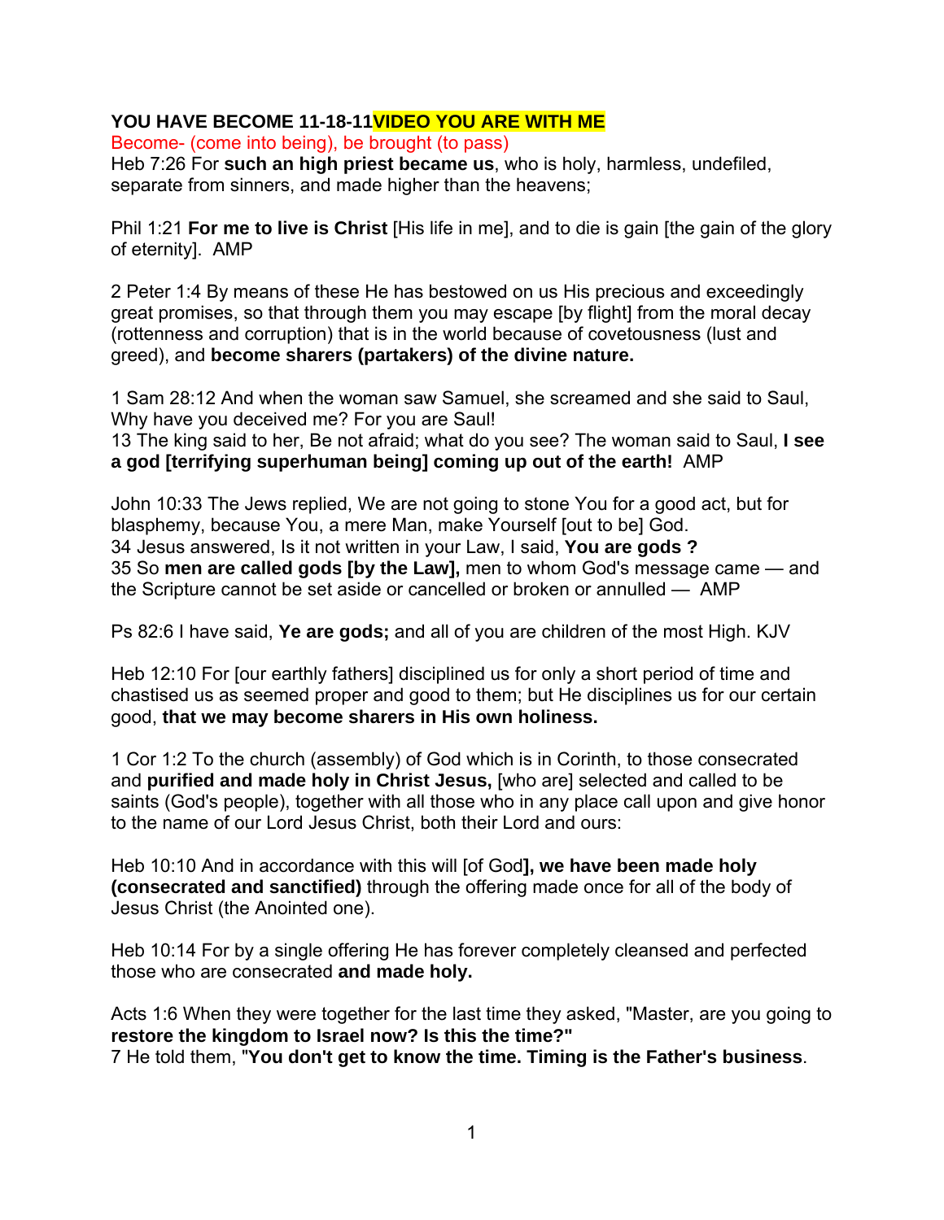**YOU HAVE BECOME 11-18-11VIDEO YOU ARE WITH ME**

Become- (come into being), be brought (to pass)

Heb 7:26 For **such an high priest became us**, who is holy, harmless, undefiled, separate from sinners, and made higher than the heavens;

Phil 1:21 **For me to live is Christ** [His life in me], and to die is gain [the gain of the glory of eternity]. AMP

2 Peter 1:4 By means of these He has bestowed on us His precious and exceedingly great promises, so that through them you may escape [by flight] from the moral decay (rottenness and corruption) that is in the world because of covetousness (lust and greed), and **become sharers (partakers) of the divine nature.**

1 Sam 28:12 And when the woman saw Samuel, she screamed and she said to Saul, Why have you deceived me? For you are Saul!
13 The king said to her, Be not afraid; what do you see? The woman said to Saul, **I see a god [terrifying superhuman being] coming up out of the earth!** AMP

John 10:33 The Jews replied, We are not going to stone You for a good act, but for blasphemy, because You, a mere Man, make Yourself [out to be] God.
34 Jesus answered, Is it not written in your Law, I said, **You are gods ?**
35 So **men are called gods [by the Law],** men to whom God's message came — and the Scripture cannot be set aside or cancelled or broken or annulled — AMP

Ps 82:6 I have said, **Ye are gods;** and all of you are children of the most High. KJV

Heb 12:10 For [our earthly fathers] disciplined us for only a short period of time and chastised us as seemed proper and good to them; but He disciplines us for our certain good, **that we may become sharers in His own holiness.**

1 Cor 1:2 To the church (assembly) of God which is in Corinth, to those consecrated and **purified and made holy in Christ Jesus,** [who are] selected and called to be saints (God's people), together with all those who in any place call upon and give honor to the name of our Lord Jesus Christ, both their Lord and ours:

Heb 10:10 And in accordance with this will [of God**], we have been made holy (consecrated and sanctified)** through the offering made once for all of the body of Jesus Christ (the Anointed one).

Heb 10:14 For by a single offering He has forever completely cleansed and perfected those who are consecrated **and made holy.**

Acts 1:6 When they were together for the last time they asked, "Master, are you going to **restore the kingdom to Israel now? Is this the time?"**
7 He told them, "**You don't get to know the time. Timing is the Father's business**.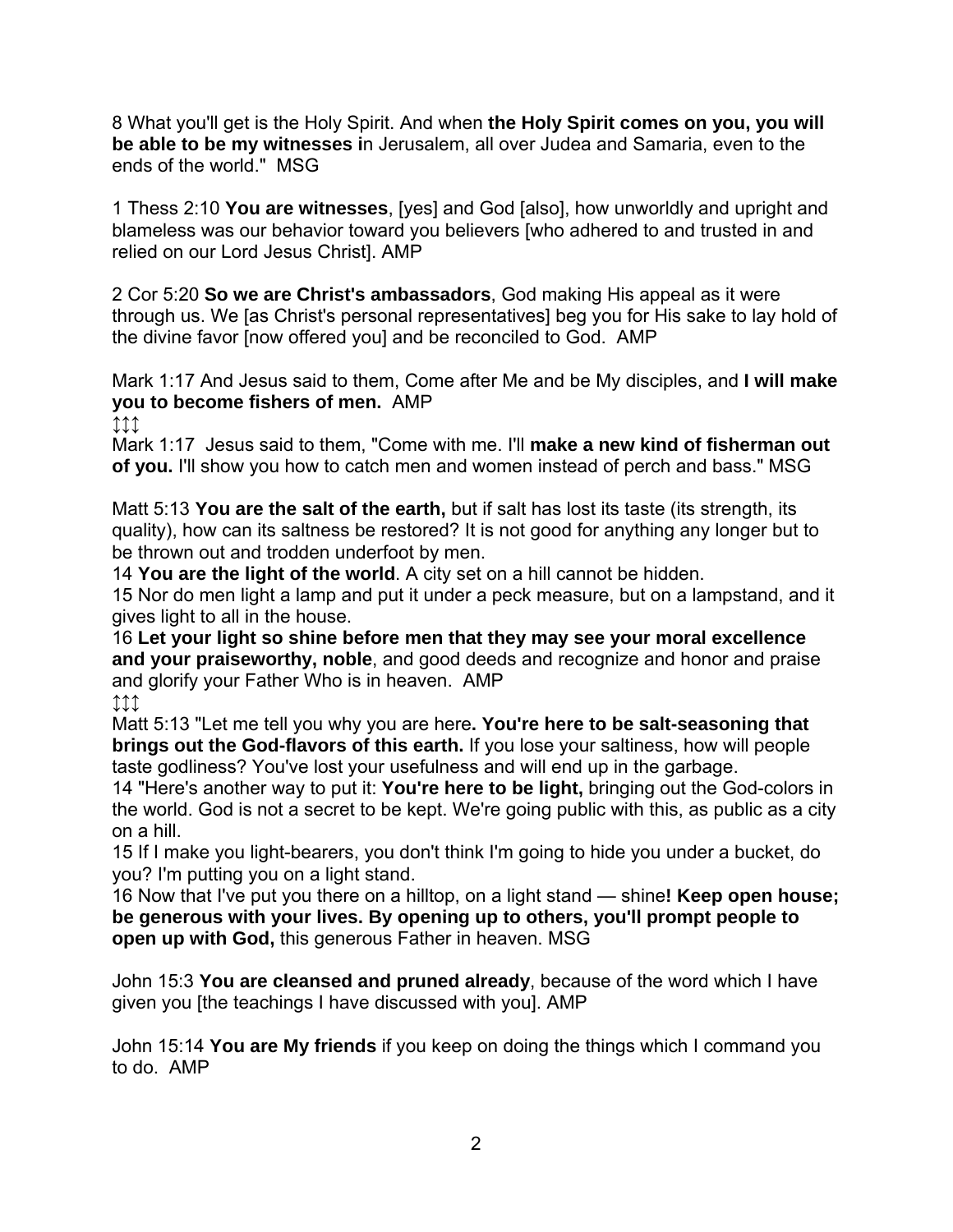8 What you'll get is the Holy Spirit. And when **the Holy Spirit comes on you, you will be able to be my witnesses i**n Jerusalem, all over Judea and Samaria, even to the ends of the world." MSG

1 Thess 2:10 **You are witnesses**, [yes] and God [also], how unworldly and upright and blameless was our behavior toward you believers [who adhered to and trusted in and relied on our Lord Jesus Christ]. AMP

2 Cor 5:20 **So we are Christ's ambassadors**, God making His appeal as it were through us. We [as Christ's personal representatives] beg you for His sake to lay hold of the divine favor [now offered you] and be reconciled to God. AMP

Mark 1:17 And Jesus said to them, Come after Me and be My disciples, and **I will make you to become fishers of men.** AMP
↕↕↕
Mark 1:17 Jesus said to them, "Come with me. I'll **make a new kind of fisherman out of you.** I'll show you how to catch men and women instead of perch and bass." MSG

Matt 5:13 **You are the salt of the earth,** but if salt has lost its taste (its strength, its quality), how can its saltness be restored? It is not good for anything any longer but to be thrown out and trodden underfoot by men.
14 **You are the light of the world**. A city set on a hill cannot be hidden.
15 Nor do men light a lamp and put it under a peck measure, but on a lampstand, and it gives light to all in the house.
16 **Let your light so shine before men that they may see your moral excellence and your praiseworthy, noble**, and good deeds and recognize and honor and praise and glorify your Father Who is in heaven. AMP
↕↕↕
Matt 5:13 "Let me tell you why you are here**. You're here to be salt-seasoning that brings out the God-flavors of this earth.** If you lose your saltiness, how will people taste godliness? You've lost your usefulness and will end up in the garbage.
14 "Here's another way to put it: **You're here to be light,** bringing out the God-colors in the world. God is not a secret to be kept. We're going public with this, as public as a city on a hill.
15 If I make you light-bearers, you don't think I'm going to hide you under a bucket, do you? I'm putting you on a light stand.
16 Now that I've put you there on a hilltop, on a light stand — shine**! Keep open house; be generous with your lives. By opening up to others, you'll prompt people to open up with God,** this generous Father in heaven. MSG

John 15:3 **You are cleansed and pruned already**, because of the word which I have given you [the teachings I have discussed with you]. AMP

John 15:14 **You are My friends** if you keep on doing the things which I command you to do. AMP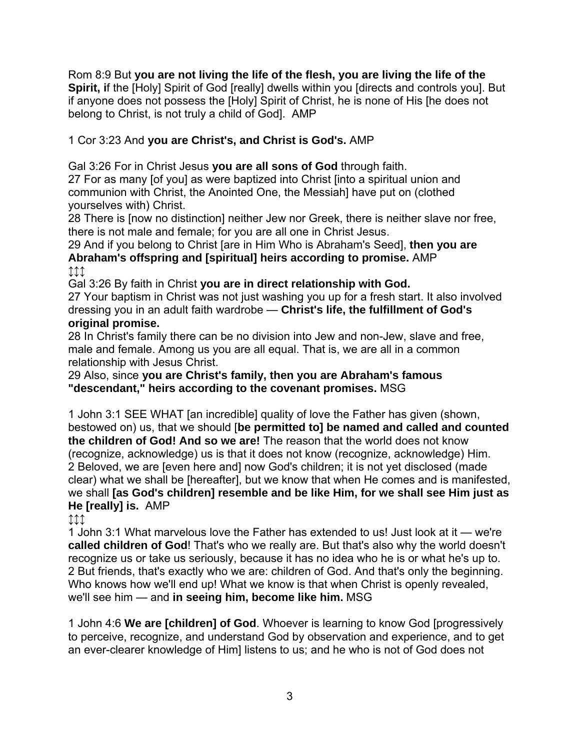Rom 8:9 But **you are not living the life of the flesh, you are living the life of the Spirit, i**f the [Holy] Spirit of God [really] dwells within you [directs and controls you]. But if anyone does not possess the [Holy] Spirit of Christ, he is none of His [he does not belong to Christ, is not truly a child of God]. AMP

1 Cor 3:23 And **you are Christ's, and Christ is God's.** AMP

Gal 3:26 For in Christ Jesus **you are all sons of God** through faith.
27 For as many [of you] as were baptized into Christ [into a spiritual union and communion with Christ, the Anointed One, the Messiah] have put on (clothed yourselves with) Christ.
28 There is [now no distinction] neither Jew nor Greek, there is neither slave nor free, there is not male and female; for you are all one in Christ Jesus.
29 And if you belong to Christ [are in Him Who is Abraham's Seed], **then you are Abraham's offspring and [spiritual] heirs according to promise.** AMP
↕↕↕
Gal 3:26 By faith in Christ **you are in direct relationship with God.**
27 Your baptism in Christ was not just washing you up for a fresh start. It also involved dressing you in an adult faith wardrobe — **Christ's life, the fulfillment of God's original promise.**
28 In Christ's family there can be no division into Jew and non-Jew, slave and free, male and female. Among us you are all equal. That is, we are all in a common relationship with Jesus Christ.
29 Also, since **you are Christ's family, then you are Abraham's famous "descendant," heirs according to the covenant promises.** MSG

1 John 3:1 SEE WHAT [an incredible] quality of love the Father has given (shown, bestowed on) us, that we should [**be permitted to] be named and called and counted the children of God! And so we are!** The reason that the world does not know (recognize, acknowledge) us is that it does not know (recognize, acknowledge) Him.
2 Beloved, we are [even here and] now God's children; it is not yet disclosed (made clear) what we shall be [hereafter], but we know that when He comes and is manifested, we shall **[as God's children] resemble and be like Him, for we shall see Him just as He [really] is.** AMP
↕↕↕
1 John 3:1 What marvelous love the Father has extended to us! Just look at it — we're **called children of God**! That's who we really are. But that's also why the world doesn't recognize us or take us seriously, because it has no idea who he is or what he's up to.
2 But friends, that's exactly who we are: children of God. And that's only the beginning. Who knows how we'll end up! What we know is that when Christ is openly revealed, we'll see him — and **in seeing him, become like him.** MSG

1 John 4:6 **We are [children] of God**. Whoever is learning to know God [progressively to perceive, recognize, and understand God by observation and experience, and to get an ever-clearer knowledge of Him] listens to us; and he who is not of God does not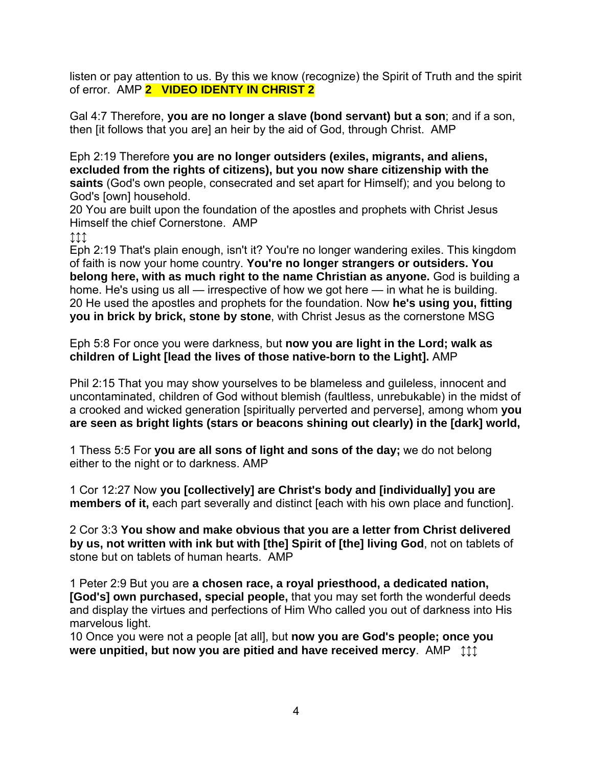listen or pay attention to us. By this we know (recognize) the Spirit of Truth and the spirit of error. AMP **2 VIDEO IDENTY IN CHRIST 2**

Gal 4:7 Therefore, **you are no longer a slave (bond servant) but a son**; and if a son, then [it follows that you are] an heir by the aid of God, through Christ. AMP

Eph 2:19 Therefore **you are no longer outsiders (exiles, migrants, and aliens, excluded from the rights of citizens), but you now share citizenship with the saints** (God's own people, consecrated and set apart for Himself); and you belong to God's [own] household.
20 You are built upon the foundation of the apostles and prophets with Christ Jesus Himself the chief Cornerstone. AMP
↕↕↕
Eph 2:19 That's plain enough, isn't it? You're no longer wandering exiles. This kingdom of faith is now your home country. **You're no longer strangers or outsiders. You belong here, with as much right to the name Christian as anyone.** God is building a home. He's using us all — irrespective of how we got here — in what he is building.
20 He used the apostles and prophets for the foundation. Now **he's using you, fitting you in brick by brick, stone by stone**, with Christ Jesus as the cornerstone MSG

Eph 5:8 For once you were darkness, but **now you are light in the Lord; walk as children of Light [lead the lives of those native-born to the Light].** AMP

Phil 2:15 That you may show yourselves to be blameless and guileless, innocent and uncontaminated, children of God without blemish (faultless, unrebukable) in the midst of a crooked and wicked generation [spiritually perverted and perverse], among whom **you are seen as bright lights (stars or beacons shining out clearly) in the [dark] world,**

1 Thess 5:5 For **you are all sons of light and sons of the day;** we do not belong either to the night or to darkness. AMP

1 Cor 12:27 Now **you [collectively] are Christ's body and [individually] you are members of it,** each part severally and distinct [each with his own place and function].

2 Cor 3:3 **You show and make obvious that you are a letter from Christ delivered by us, not written with ink but with [the] Spirit of [the] living God**, not on tablets of stone but on tablets of human hearts. AMP

1 Peter 2:9 But you are **a chosen race, a royal priesthood, a dedicated nation, [God's] own purchased, special people,** that you may set forth the wonderful deeds and display the virtues and perfections of Him Who called you out of darkness into His marvelous light.
10 Once you were not a people [at all], but **now you are God's people; once you were unpitied, but now you are pitied and have received mercy**. AMP ↕↕↕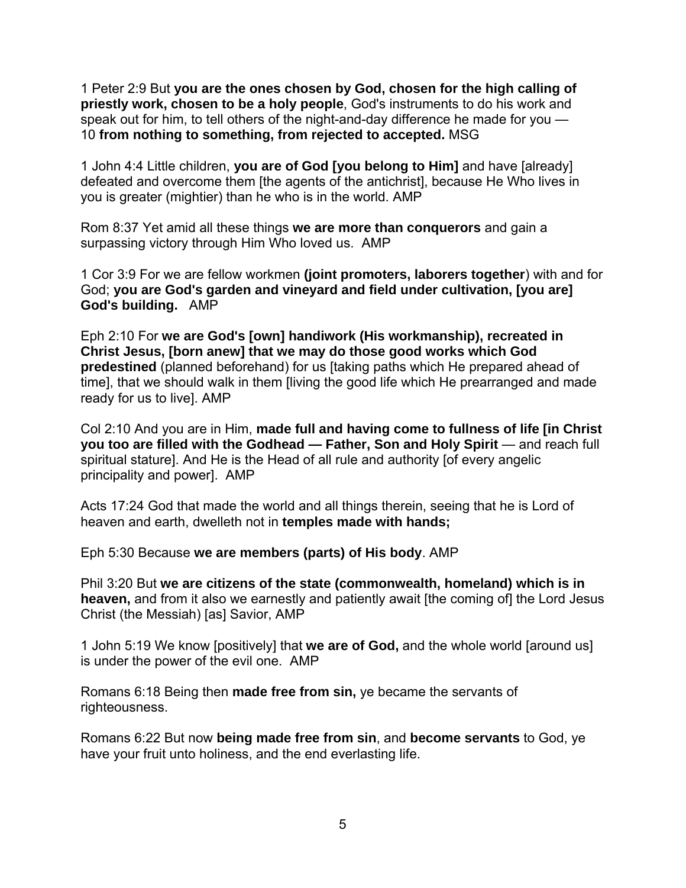1 Peter 2:9 But **you are the ones chosen by God, chosen for the high calling of priestly work, chosen to be a holy people**, God's instruments to do his work and speak out for him, to tell others of the night-and-day difference he made for you — 10 **from nothing to something, from rejected to accepted.** MSG

1 John 4:4 Little children, **you are of God [you belong to Him]** and have [already] defeated and overcome them [the agents of the antichrist], because He Who lives in you is greater (mightier) than he who is in the world. AMP

Rom 8:37 Yet amid all these things **we are more than conquerors** and gain a surpassing victory through Him Who loved us. AMP

1 Cor 3:9 For we are fellow workmen **(joint promoters, laborers together**) with and for God; **you are God's garden and vineyard and field under cultivation, [you are] God's building.** AMP

Eph 2:10 For **we are God's [own] handiwork (His workmanship), recreated in Christ Jesus, [born anew] that we may do those good works which God predestined** (planned beforehand) for us [taking paths which He prepared ahead of time], that we should walk in them [living the good life which He prearranged and made ready for us to live]. AMP

Col 2:10 And you are in Him, **made full and having come to fullness of life [in Christ you too are filled with the Godhead — Father, Son and Holy Spirit** — and reach full spiritual stature]. And He is the Head of all rule and authority [of every angelic principality and power]. AMP

Acts 17:24 God that made the world and all things therein, seeing that he is Lord of heaven and earth, dwelleth not in **temples made with hands;**

Eph 5:30 Because **we are members (parts) of His body**. AMP

Phil 3:20 But **we are citizens of the state (commonwealth, homeland) which is in heaven,** and from it also we earnestly and patiently await [the coming of] the Lord Jesus Christ (the Messiah) [as] Savior, AMP

1 John 5:19 We know [positively] that **we are of God,** and the whole world [around us] is under the power of the evil one. AMP

Romans 6:18 Being then **made free from sin,** ye became the servants of righteousness.

Romans 6:22 But now **being made free from sin**, and **become servants** to God, ye have your fruit unto holiness, and the end everlasting life.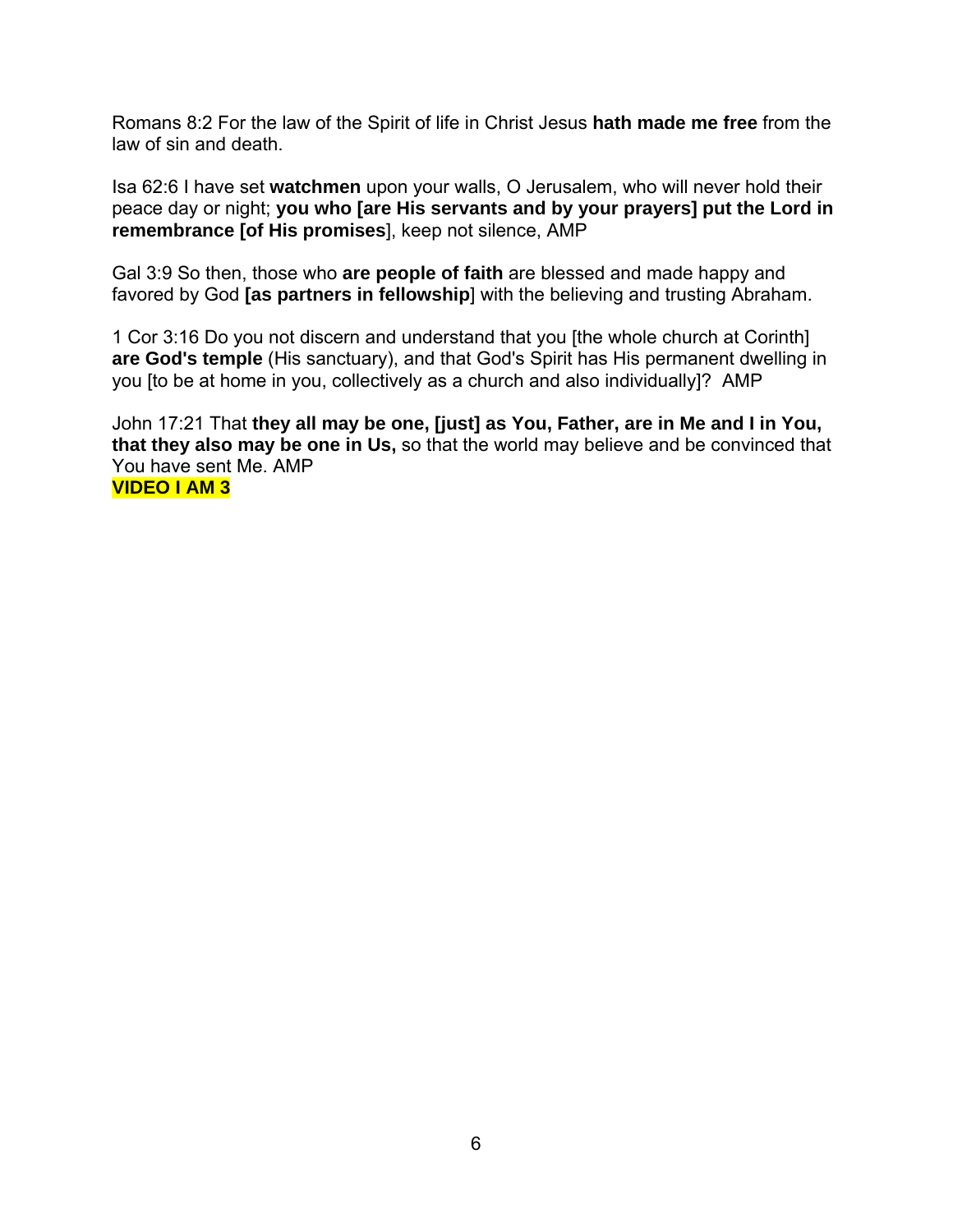Romans 8:2 For the law of the Spirit of life in Christ Jesus **hath made me free** from the law of sin and death.

Isa 62:6 I have set **watchmen** upon your walls, O Jerusalem, who will never hold their peace day or night; **you who [are His servants and by your prayers] put the Lord in remembrance [of His promises**], keep not silence, AMP

Gal 3:9 So then, those who **are people of faith** are blessed and made happy and favored by God **[as partners in fellowship**] with the believing and trusting Abraham.

1 Cor 3:16 Do you not discern and understand that you [the whole church at Corinth] **are God's temple** (His sanctuary), and that God's Spirit has His permanent dwelling in you [to be at home in you, collectively as a church and also individually]? AMP

John 17:21 That **they all may be one, [just] as You, Father, are in Me and I in You, that they also may be one in Us,** so that the world may believe and be convinced that You have sent Me. AMP

**VIDEO I AM 3**